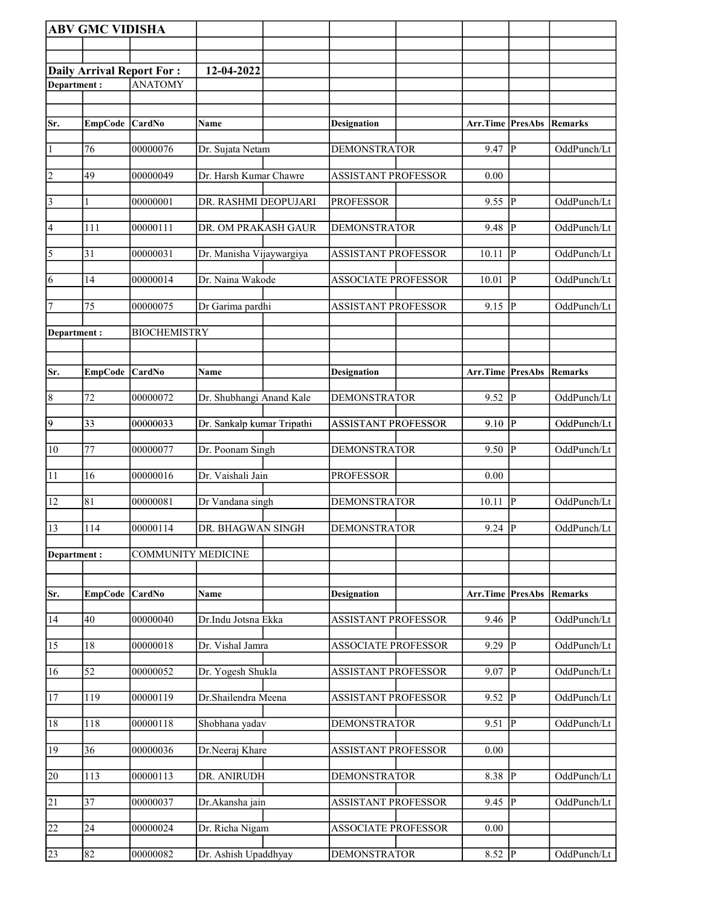**ABV GMC VIDISHA**

**Daily Arrival Report For :** **12-04-2022**

**Department :** ANATOMY

| Sr. | EmpCode | CardNo | Name | Designation | Arr.Time | PresAbs | Remarks |
|---|---|---|---|---|---|---|---|
| 1 | 76 | 00000076 | Dr. Sujata Netam | DEMONSTRATOR | 9.47 | P | OddPunch/Lt |
| 2 | 49 | 00000049 | Dr. Harsh Kumar Chawre | ASSISTANT PROFESSOR | 0.00 | | |
| 3 | 1 | 00000001 | DR. RASHMI DEOPUJARI | PROFESSOR | 9.55 | P | OddPunch/Lt |
| 4 | 111 | 00000111 | DR. OM PRAKASH GAUR | DEMONSTRATOR | 9.48 | P | OddPunch/Lt |
| 5 | 31 | 00000031 | Dr. Manisha Vijaywargiya | ASSISTANT PROFESSOR | 10.11 | P | OddPunch/Lt |
| 6 | 14 | 00000014 | Dr. Naina Wakode | ASSOCIATE PROFESSOR | 10.01 | P | OddPunch/Lt |
| 7 | 75 | 00000075 | Dr Garima pardhi | ASSISTANT PROFESSOR | 9.15 | P | OddPunch/Lt |

**Department :** BIOCHEMISTRY

| Sr. | EmpCode | CardNo | Name | Designation | Arr.Time | PresAbs | Remarks |
|---|---|---|---|---|---|---|---|
| 8 | 72 | 00000072 | Dr. Shubhangi Anand Kale | DEMONSTRATOR | 9.52 | P | OddPunch/Lt |
| 9 | 33 | 00000033 | Dr. Sankalp kumar Tripathi | ASSISTANT PROFESSOR | 9.10 | P | OddPunch/Lt |
| 10 | 77 | 00000077 | Dr. Poonam Singh | DEMONSTRATOR | 9.50 | P | OddPunch/Lt |
| 11 | 16 | 00000016 | Dr. Vaishali Jain | PROFESSOR | 0.00 | | |
| 12 | 81 | 00000081 | Dr Vandana singh | DEMONSTRATOR | 10.11 | P | OddPunch/Lt |
| 13 | 114 | 00000114 | DR. BHAGWAN SINGH | DEMONSTRATOR | 9.24 | P | OddPunch/Lt |

**Department :** COMMUNITY MEDICINE

| Sr. | EmpCode | CardNo | Name | Designation | Arr.Time | PresAbs | Remarks |
|---|---|---|---|---|---|---|---|
| 14 | 40 | 00000040 | Dr.Indu Jotsna Ekka | ASSISTANT PROFESSOR | 9.46 | P | OddPunch/Lt |
| 15 | 18 | 00000018 | Dr. Vishal Jamra | ASSOCIATE PROFESSOR | 9.29 | P | OddPunch/Lt |
| 16 | 52 | 00000052 | Dr. Yogesh Shukla | ASSISTANT PROFESSOR | 9.07 | P | OddPunch/Lt |
| 17 | 119 | 00000119 | Dr.Shailendra Meena | ASSISTANT PROFESSOR | 9.52 | P | OddPunch/Lt |
| 18 | 118 | 00000118 | Shobhana yadav | DEMONSTRATOR | 9.51 | P | OddPunch/Lt |
| 19 | 36 | 00000036 | Dr.Neeraj Khare | ASSISTANT PROFESSOR | 0.00 | | |
| 20 | 113 | 00000113 | DR. ANIRUDH | DEMONSTRATOR | 8.38 | P | OddPunch/Lt |
| 21 | 37 | 00000037 | Dr.Akansha jain | ASSISTANT PROFESSOR | 9.45 | P | OddPunch/Lt |
| 22 | 24 | 00000024 | Dr. Richa Nigam | ASSOCIATE PROFESSOR | 0.00 | | |
| 23 | 82 | 00000082 | Dr. Ashish Upaddhyay | DEMONSTRATOR | 8.52 | P | OddPunch/Lt |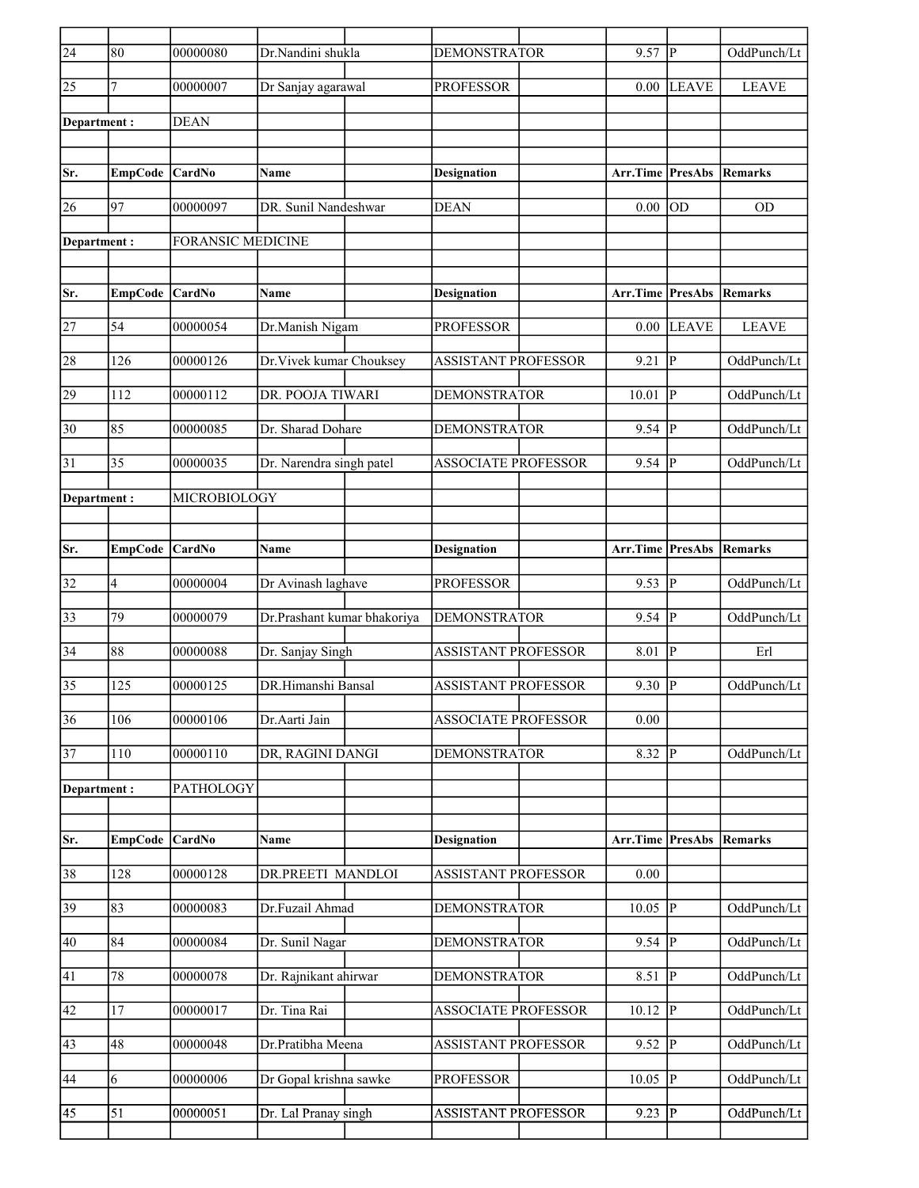| | | | | | | | |
|---|---|---|---|---|---|---|---|
| 24 | 80 | 00000080 | Dr.Nandini shukla | DEMONSTRATOR | 9.57 | P | OddPunch/Lt |
| 25 | 7 | 00000007 | Dr Sanjay agarawal | PROFESSOR | 0.00 | LEAVE | LEAVE |
| **Department :** | | DEAN | | | | | |
| **Sr.** | **EmpCode** | **CardNo** | **Name** | **Designation** | **Arr.Time** | **PresAbs** | **Remarks** |
| 26 | 97 | 00000097 | DR. Sunil Nandeshwar | DEAN | 0.00 | OD | OD |
| **Department :** | | FORANSIC MEDICINE | | | | | |
| **Sr.** | **EmpCode** | **CardNo** | **Name** | **Designation** | **Arr.Time** | **PresAbs** | **Remarks** |
| 27 | 54 | 00000054 | Dr.Manish Nigam | PROFESSOR | 0.00 | LEAVE | LEAVE |
| 28 | 126 | 00000126 | Dr.Vivek kumar Chouksey | ASSISTANT PROFESSOR | 9.21 | P | OddPunch/Lt |
| 29 | 112 | 00000112 | DR. POOJA TIWARI | DEMONSTRATOR | 10.01 | P | OddPunch/Lt |
| 30 | 85 | 00000085 | Dr. Sharad Dohare | DEMONSTRATOR | 9.54 | P | OddPunch/Lt |
| 31 | 35 | 00000035 | Dr. Narendra singh patel | ASSOCIATE PROFESSOR | 9.54 | P | OddPunch/Lt |
| **Department :** | | MICROBIOLOGY | | | | | |
| **Sr.** | **EmpCode** | **CardNo** | **Name** | **Designation** | **Arr.Time** | **PresAbs** | **Remarks** |
| 32 | 4 | 00000004 | Dr Avinash laghave | PROFESSOR | 9.53 | P | OddPunch/Lt |
| 33 | 79 | 00000079 | Dr.Prashant kumar bhakoriya | DEMONSTRATOR | 9.54 | P | OddPunch/Lt |
| 34 | 88 | 00000088 | Dr. Sanjay Singh | ASSISTANT PROFESSOR | 8.01 | P | Erl |
| 35 | 125 | 00000125 | DR.Himanshi Bansal | ASSISTANT PROFESSOR | 9.30 | P | OddPunch/Lt |
| 36 | 106 | 00000106 | Dr.Aarti Jain | ASSOCIATE PROFESSOR | 0.00 | | |
| 37 | 110 | 00000110 | DR, RAGINI DANGI | DEMONSTRATOR | 8.32 | P | OddPunch/Lt |
| **Department :** | | PATHOLOGY | | | | | |
| **Sr.** | **EmpCode** | **CardNo** | **Name** | **Designation** | **Arr.Time** | **PresAbs** | **Remarks** |
| 38 | 128 | 00000128 | DR.PREETI MANDLOI | ASSISTANT PROFESSOR | 0.00 | | |
| 39 | 83 | 00000083 | Dr.Fuzail Ahmad | DEMONSTRATOR | 10.05 | P | OddPunch/Lt |
| 40 | 84 | 00000084 | Dr. Sunil Nagar | DEMONSTRATOR | 9.54 | P | OddPunch/Lt |
| 41 | 78 | 00000078 | Dr. Rajnikant ahirwar | DEMONSTRATOR | 8.51 | P | OddPunch/Lt |
| 42 | 17 | 00000017 | Dr. Tina Rai | ASSOCIATE PROFESSOR | 10.12 | P | OddPunch/Lt |
| 43 | 48 | 00000048 | Dr.Pratibha Meena | ASSISTANT PROFESSOR | 9.52 | P | OddPunch/Lt |
| 44 | 6 | 00000006 | Dr Gopal krishna sawke | PROFESSOR | 10.05 | P | OddPunch/Lt |
| 45 | 51 | 00000051 | Dr. Lal Pranay singh | ASSISTANT PROFESSOR | 9.23 | P | OddPunch/Lt |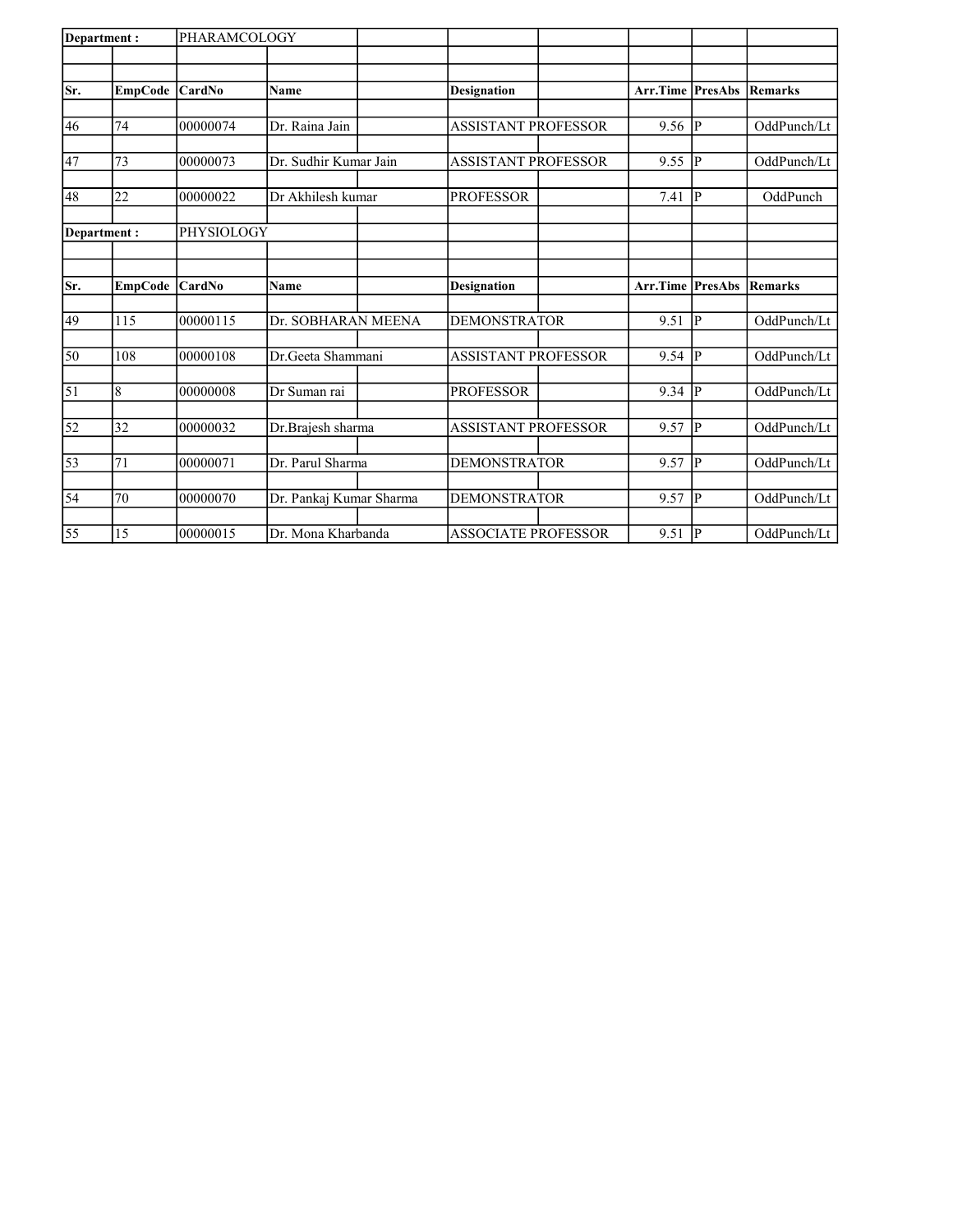| Department : | | PHARAMCOLOGY | | | | | |
|---|---|---|---|---|---|---|---|
| Sr. | EmpCode | CardNo | Name | Designation | Arr.Time | PresAbs | Remarks |
| 46 | 74 | 00000074 | Dr. Raina Jain | ASSISTANT PROFESSOR | 9.56 | P | OddPunch/Lt |
| 47 | 73 | 00000073 | Dr. Sudhir Kumar Jain | ASSISTANT PROFESSOR | 9.55 | P | OddPunch/Lt |
| 48 | 22 | 00000022 | Dr Akhilesh kumar | PROFESSOR | 7.41 | P | OddPunch |

| Department : | | PHYSIOLOGY | | | | | |
|---|---|---|---|---|---|---|---|
| Sr. | EmpCode | CardNo | Name | Designation | Arr.Time | PresAbs | Remarks |
| 49 | 115 | 00000115 | Dr. SOBHARAN MEENA | DEMONSTRATOR | 9.51 | P | OddPunch/Lt |
| 50 | 108 | 00000108 | Dr.Geeta Shammani | ASSISTANT PROFESSOR | 9.54 | P | OddPunch/Lt |
| 51 | 8 | 00000008 | Dr Suman rai | PROFESSOR | 9.34 | P | OddPunch/Lt |
| 52 | 32 | 00000032 | Dr.Brajesh sharma | ASSISTANT PROFESSOR | 9.57 | P | OddPunch/Lt |
| 53 | 71 | 00000071 | Dr. Parul Sharma | DEMONSTRATOR | 9.57 | P | OddPunch/Lt |
| 54 | 70 | 00000070 | Dr. Pankaj Kumar Sharma | DEMONSTRATOR | 9.57 | P | OddPunch/Lt |
| 55 | 15 | 00000015 | Dr. Mona Kharbanda | ASSOCIATE PROFESSOR | 9.51 | P | OddPunch/Lt |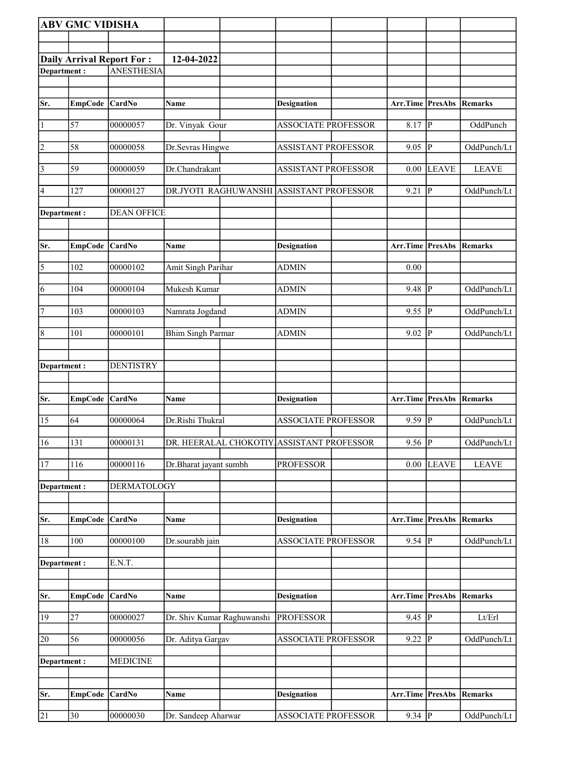**ABV GMC VIDISHA**

**Daily Arrival Report For :** **12-04-2022**

**Department :** ANESTHESIA

| Sr. | EmpCode | CardNo | Name | Designation | Arr.Time | PresAbs | Remarks |
|---|---|---|---|---|---|---|---|
| 1 | 57 | 00000057 | Dr. Vinyak Gour | ASSOCIATE PROFESSOR | 8.17 | P | OddPunch |
| 2 | 58 | 00000058 | Dr.Sevras Hingwe | ASSISTANT PROFESSOR | 9.05 | P | OddPunch/Lt |
| 3 | 59 | 00000059 | Dr.Chandrakant | ASSISTANT PROFESSOR | 0.00 | LEAVE | LEAVE |
| 4 | 127 | 00000127 | DR.JYOTI RAGHUWANSHI | ASSISTANT PROFESSOR | 9.21 | P | OddPunch/Lt |

**Department :** DEAN OFFICE

| Sr. | EmpCode | CardNo | Name | Designation | Arr.Time | PresAbs | Remarks |
|---|---|---|---|---|---|---|---|
| 5 | 102 | 00000102 | Amit Singh Parihar | ADMIN | 0.00 | | |
| 6 | 104 | 00000104 | Mukesh Kumar | ADMIN | 9.48 | P | OddPunch/Lt |
| 7 | 103 | 00000103 | Namrata Jogdand | ADMIN | 9.55 | P | OddPunch/Lt |
| 8 | 101 | 00000101 | Bhim Singh Parmar | ADMIN | 9.02 | P | OddPunch/Lt |

**Department :** DENTISTRY

| Sr. | EmpCode | CardNo | Name | Designation | Arr.Time | PresAbs | Remarks |
|---|---|---|---|---|---|---|---|
| 15 | 64 | 00000064 | Dr.Rishi Thukral | ASSOCIATE PROFESSOR | 9.59 | P | OddPunch/Lt |
| 16 | 131 | 00000131 | DR. HEERALAL CHOKOTIY | ASSISTANT PROFESSOR | 9.56 | P | OddPunch/Lt |
| 17 | 116 | 00000116 | Dr.Bharat jayant sumbh | PROFESSOR | 0.00 | LEAVE | LEAVE |

**Department :** DERMATOLOGY

| Sr. | EmpCode | CardNo | Name | Designation | Arr.Time | PresAbs | Remarks |
|---|---|---|---|---|---|---|---|
| 18 | 100 | 00000100 | Dr.sourabh jain | ASSOCIATE PROFESSOR | 9.54 | P | OddPunch/Lt |

**Department :** E.N.T.

| Sr. | EmpCode | CardNo | Name | Designation | Arr.Time | PresAbs | Remarks |
|---|---|---|---|---|---|---|---|
| 19 | 27 | 00000027 | Dr. Shiv Kumar Raghuwanshi | PROFESSOR | 9.45 | P | Lt/Erl |
| 20 | 56 | 00000056 | Dr. Aditya Gargav | ASSOCIATE PROFESSOR | 9.22 | P | OddPunch/Lt |

**Department :** MEDICINE

| Sr. | EmpCode | CardNo | Name | Designation | Arr.Time | PresAbs | Remarks |
|---|---|---|---|---|---|---|---|
| 21 | 30 | 00000030 | Dr. Sandeep Aharwar | ASSOCIATE PROFESSOR | 9.34 | P | OddPunch/Lt |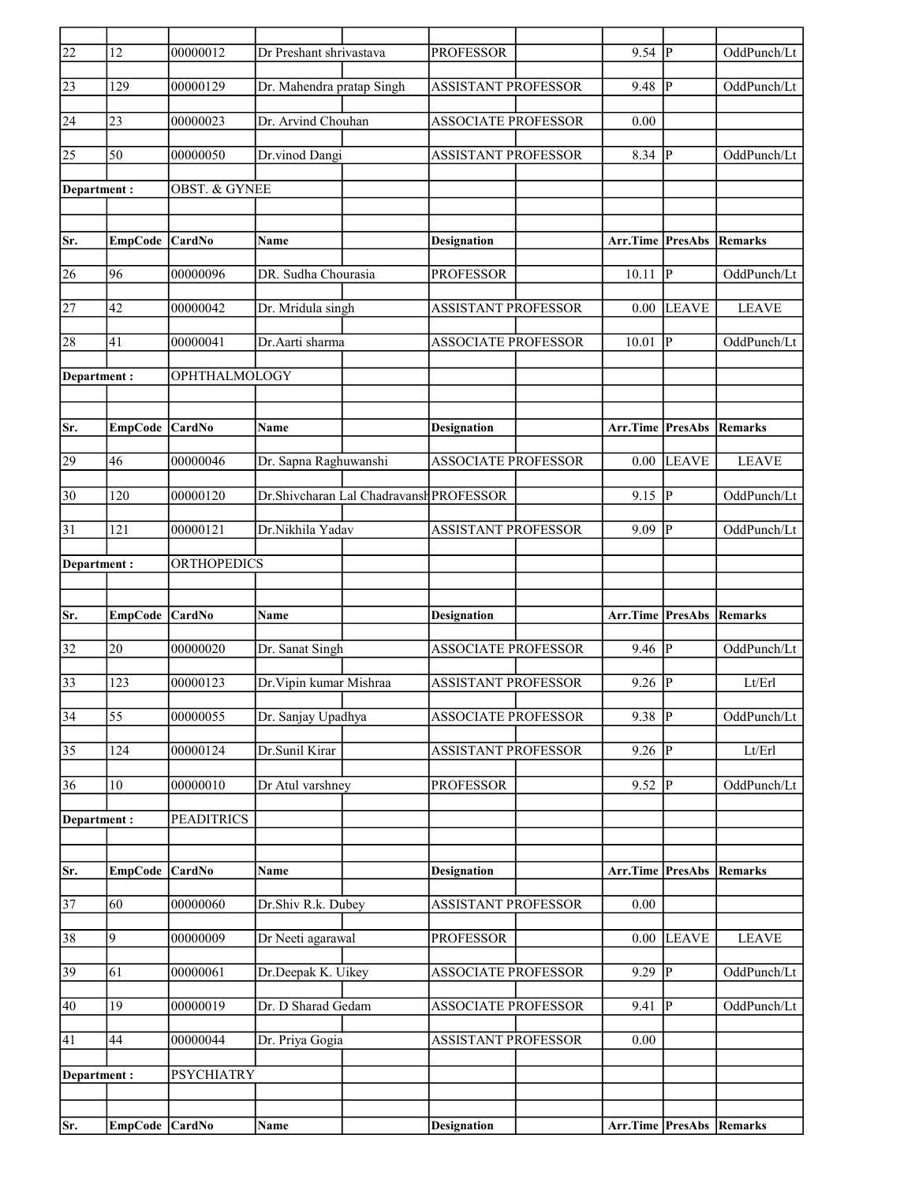| Sr. | EmpCode | CardNo | Name | Designation | Arr.Time | PresAbs | Remarks |
|---|---|---|---|---|---|---|---|
| 22 | 12 | 00000012 | Dr Preshant shrivastava | PROFESSOR | 9.54 | P | OddPunch/Lt |
| 23 | 129 | 00000129 | Dr. Mahendra pratap Singh | ASSISTANT PROFESSOR | 9.48 | P | OddPunch/Lt |
| 24 | 23 | 00000023 | Dr. Arvind Chouhan | ASSOCIATE PROFESSOR | 0.00 | | |
| 25 | 50 | 00000050 | Dr.vinod Dangi | ASSISTANT PROFESSOR | 8.34 | P | OddPunch/Lt |

**Department :** OBST. & GYNEE

| Sr. | EmpCode | CardNo | Name | Designation | Arr.Time | PresAbs | Remarks |
|---|---|---|---|---|---|---|---|
| 26 | 96 | 00000096 | DR. Sudha Chourasia | PROFESSOR | 10.11 | P | OddPunch/Lt |
| 27 | 42 | 00000042 | Dr. Mridula singh | ASSISTANT PROFESSOR | 0.00 | LEAVE | LEAVE |
| 28 | 41 | 00000041 | Dr.Aarti sharma | ASSOCIATE PROFESSOR | 10.01 | P | OddPunch/Lt |

**Department :** OPHTHALMOLOGY

| Sr. | EmpCode | CardNo | Name | Designation | Arr.Time | PresAbs | Remarks |
|---|---|---|---|---|---|---|---|
| 29 | 46 | 00000046 | Dr. Sapna Raghuwanshi | ASSOCIATE PROFESSOR | 0.00 | LEAVE | LEAVE |
| 30 | 120 | 00000120 | Dr.Shivcharan Lal Chadravansh | PROFESSOR | 9.15 | P | OddPunch/Lt |
| 31 | 121 | 00000121 | Dr.Nikhila Yadav | ASSISTANT PROFESSOR | 9.09 | P | OddPunch/Lt |

**Department :** ORTHOPEDICS

| Sr. | EmpCode | CardNo | Name | Designation | Arr.Time | PresAbs | Remarks |
|---|---|---|---|---|---|---|---|
| 32 | 20 | 00000020 | Dr. Sanat Singh | ASSOCIATE PROFESSOR | 9.46 | P | OddPunch/Lt |
| 33 | 123 | 00000123 | Dr.Vipin kumar Mishraa | ASSISTANT PROFESSOR | 9.26 | P | Lt/Erl |
| 34 | 55 | 00000055 | Dr. Sanjay Upadhya | ASSOCIATE PROFESSOR | 9.38 | P | OddPunch/Lt |
| 35 | 124 | 00000124 | Dr.Sunil Kirar | ASSISTANT PROFESSOR | 9.26 | P | Lt/Erl |
| 36 | 10 | 00000010 | Dr Atul varshney | PROFESSOR | 9.52 | P | OddPunch/Lt |

**Department :** PEADITRICS

| Sr. | EmpCode | CardNo | Name | Designation | Arr.Time | PresAbs | Remarks |
|---|---|---|---|---|---|---|---|
| 37 | 60 | 00000060 | Dr.Shiv R.k. Dubey | ASSISTANT PROFESSOR | 0.00 | | |
| 38 | 9 | 00000009 | Dr Neeti agarawal | PROFESSOR | 0.00 | LEAVE | LEAVE |
| 39 | 61 | 00000061 | Dr.Deepak K. Uikey | ASSOCIATE PROFESSOR | 9.29 | P | OddPunch/Lt |
| 40 | 19 | 00000019 | Dr. D Sharad Gedam | ASSOCIATE PROFESSOR | 9.41 | P | OddPunch/Lt |
| 41 | 44 | 00000044 | Dr. Priya Gogia | ASSISTANT PROFESSOR | 0.00 | | |

**Department :** PSYCHIATRY

| Sr. | EmpCode | CardNo | Name | Designation | Arr.Time | PresAbs | Remarks |
|---|---|---|---|---|---|---|---|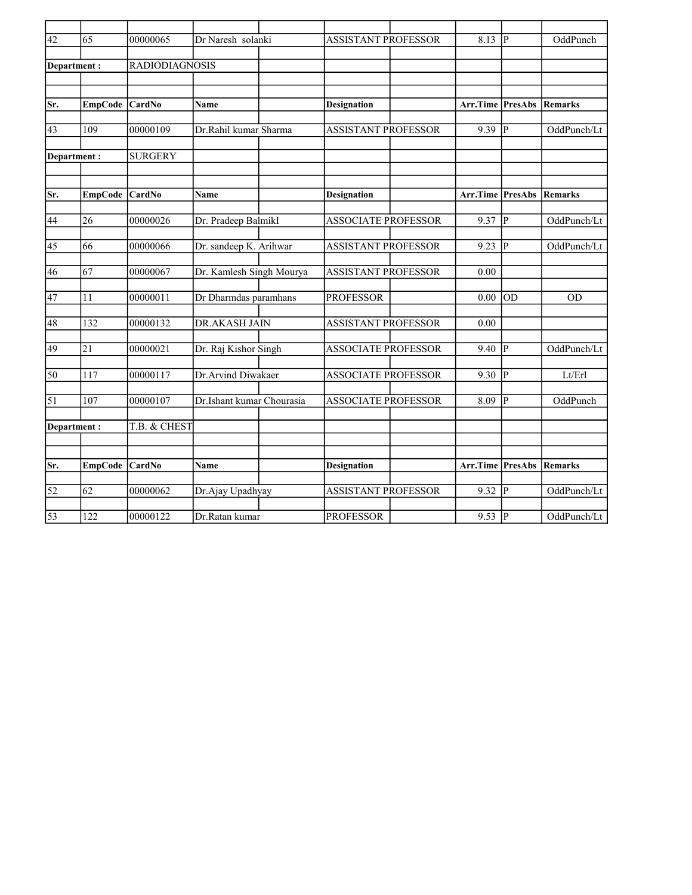| Sr. | EmpCode | CardNo | Name | Designation | Arr.Time | PresAbs | Remarks |
|---|---|---|---|---|---|---|---|
| 42 | 65 | 00000065 | Dr Naresh solanki | ASSISTANT PROFESSOR | 8.13 | P | OddPunch |
| **Department :** | | RADIODIAGNOSIS | | | | | |
| **Sr.** | **EmpCode** | **CardNo** | **Name** | **Designation** | **Arr.Time** | **PresAbs** | **Remarks** |
| 43 | 109 | 00000109 | Dr.Rahil kumar Sharma | ASSISTANT PROFESSOR | 9.39 | P | OddPunch/Lt |
| **Department :** | | SURGERY | | | | | |
| **Sr.** | **EmpCode** | **CardNo** | **Name** | **Designation** | **Arr.Time** | **PresAbs** | **Remarks** |
| 44 | 26 | 00000026 | Dr. Pradeep BalmikI | ASSOCIATE PROFESSOR | 9.37 | P | OddPunch/Lt |
| 45 | 66 | 00000066 | Dr. sandeep K. Arihwar | ASSISTANT PROFESSOR | 9.23 | P | OddPunch/Lt |
| 46 | 67 | 00000067 | Dr. Kamlesh Singh Mourya | ASSISTANT PROFESSOR | 0.00 | | |
| 47 | 11 | 00000011 | Dr Dharmdas paramhans | PROFESSOR | 0.00 | OD | OD |
| 48 | 132 | 00000132 | DR.AKASH JAIN | ASSISTANT PROFESSOR | 0.00 | | |
| 49 | 21 | 00000021 | Dr. Raj Kishor Singh | ASSOCIATE PROFESSOR | 9.40 | P | OddPunch/Lt |
| 50 | 117 | 00000117 | Dr.Arvind Diwakaer | ASSOCIATE PROFESSOR | 9.30 | P | Lt/Erl |
| 51 | 107 | 00000107 | Dr.Ishant kumar Chourasia | ASSOCIATE PROFESSOR | 8.09 | P | OddPunch |
| **Department :** | | T.B. & CHEST | | | | | |
| **Sr.** | **EmpCode** | **CardNo** | **Name** | **Designation** | **Arr.Time** | **PresAbs** | **Remarks** |
| 52 | 62 | 00000062 | Dr.Ajay Upadhyay | ASSISTANT PROFESSOR | 9.32 | P | OddPunch/Lt |
| 53 | 122 | 00000122 | Dr.Ratan kumar | PROFESSOR | 9.53 | P | OddPunch/Lt |